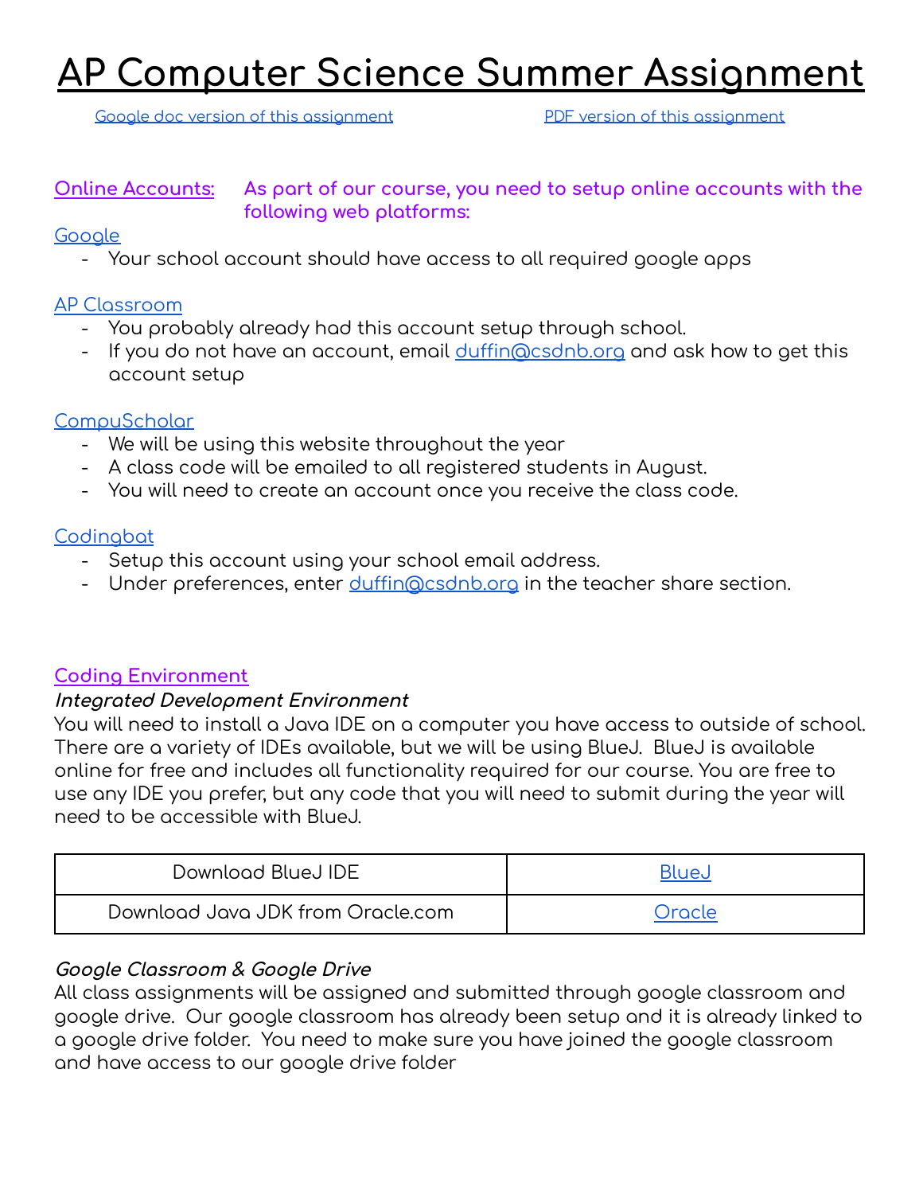# AP Computer Science Summer Assignment

[Google doc version of this assignment](#) [PDF version of this assignment](#)

**Online Accounts:** **As part of our course, you need to setup online accounts with the following web platforms:**

[Google](#)

- Your school account should have access to all required google apps

[AP Classroom](#)

- You probably already had this account setup through school.
- If you do not have an account, email duffin@csdnb.org and ask how to get this account setup

[CompuScholar](#)

- We will be using this website throughout the year
- A class code will be emailed to all registered students in August.
- You will need to create an account once you receive the class code.

[Codingbat](#)

- Setup this account using your school email address.
- Under preferences, enter duffin@csdnb.org in the teacher share section.

## Coding Environment

### *Integrated Development Environment*

You will need to install a Java IDE on a computer you have access to outside of school. There are a variety of IDEs available, but we will be using BlueJ. BlueJ is available online for free and includes all functionality required for our course. You are free to use any IDE you prefer, but any code that you will need to submit during the year will need to be accessible with BlueJ.

| Download BlueJ IDE | [BlueJ](#) |
|---|---|
| Download Java JDK from Oracle.com | [Oracle](#) |

### *Google Classroom & Google Drive*

All class assignments will be assigned and submitted through google classroom and google drive. Our google classroom has already been setup and it is already linked to a google drive folder. You need to make sure you have joined the google classroom and have access to our google drive folder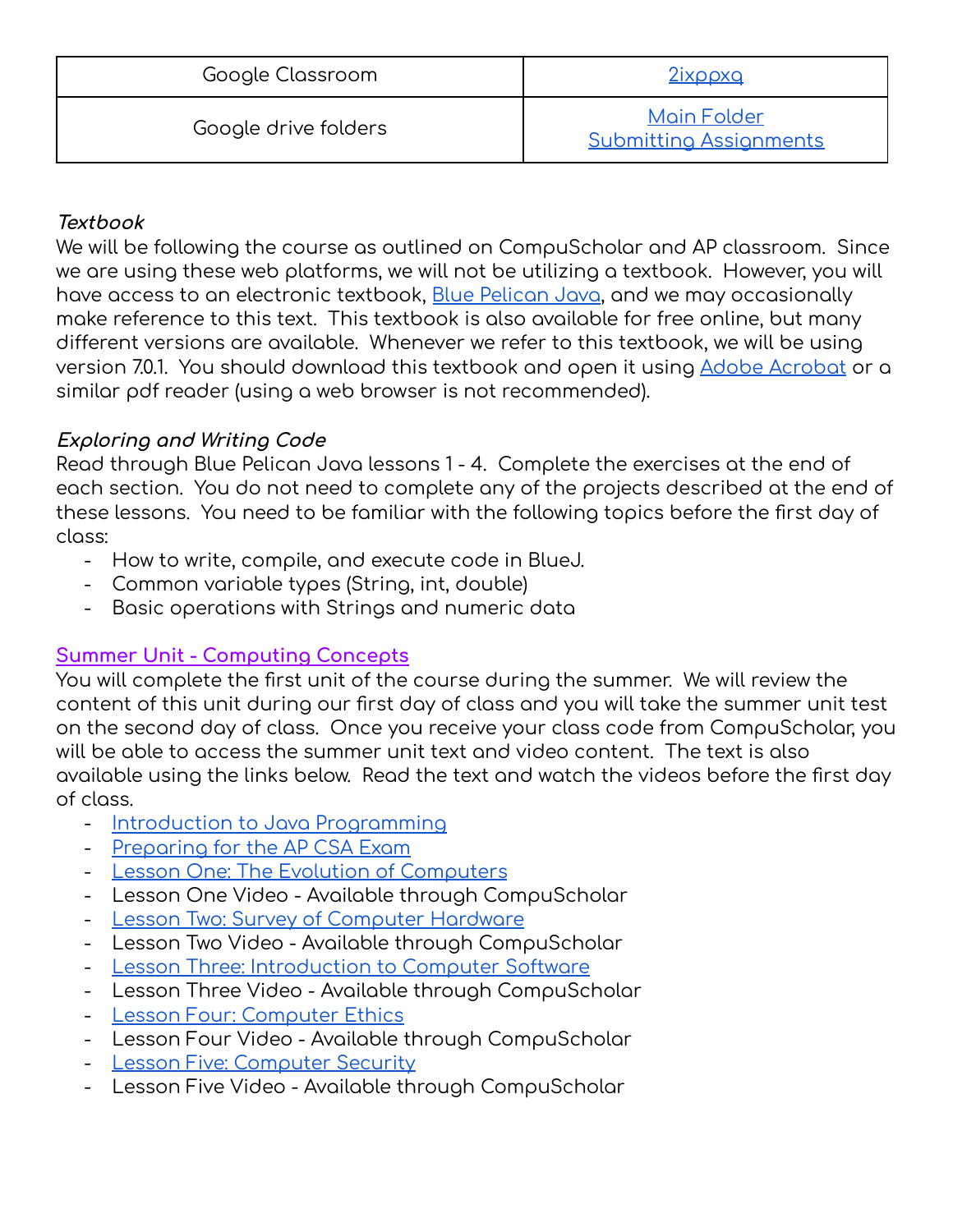| Google Classroom | 2ixppxq |
| --- | --- |
| Google drive folders | Main Folder<br>Submitting Assignments |

***Textbook***

We will be following the course as outlined on CompuScholar and AP classroom. Since we are using these web platforms, we will not be utilizing a textbook. However, you will have access to an electronic textbook, Blue Pelican Java, and we may occasionally make reference to this text. This textbook is also available for free online, but many different versions are available. Whenever we refer to this textbook, we will be using version 7.0.1. You should download this textbook and open it using Adobe Acrobat or a similar pdf reader (using a web browser is not recommended).

***Exploring and Writing Code***

Read through Blue Pelican Java lessons 1 - 4. Complete the exercises at the end of each section. You do not need to complete any of the projects described at the end of these lessons. You need to be familiar with the following topics before the first day of class:

- How to write, compile, and execute code in BlueJ.
- Common variable types (String, int, double)
- Basic operations with Strings and numeric data

Summer Unit - Computing Concepts

You will complete the first unit of the course during the summer. We will review the content of this unit during our first day of class and you will take the summer unit test on the second day of class. Once you receive your class code from CompuScholar, you will be able to access the summer unit text and video content. The text is also available using the links below. Read the text and watch the videos before the first day of class.

- Introduction to Java Programming
- Preparing for the AP CSA Exam
- Lesson One: The Evolution of Computers
- Lesson One Video - Available through CompuScholar
- Lesson Two: Survey of Computer Hardware
- Lesson Two Video - Available through CompuScholar
- Lesson Three: Introduction to Computer Software
- Lesson Three Video - Available through CompuScholar
- Lesson Four: Computer Ethics
- Lesson Four Video - Available through CompuScholar
- Lesson Five: Computer Security
- Lesson Five Video - Available through CompuScholar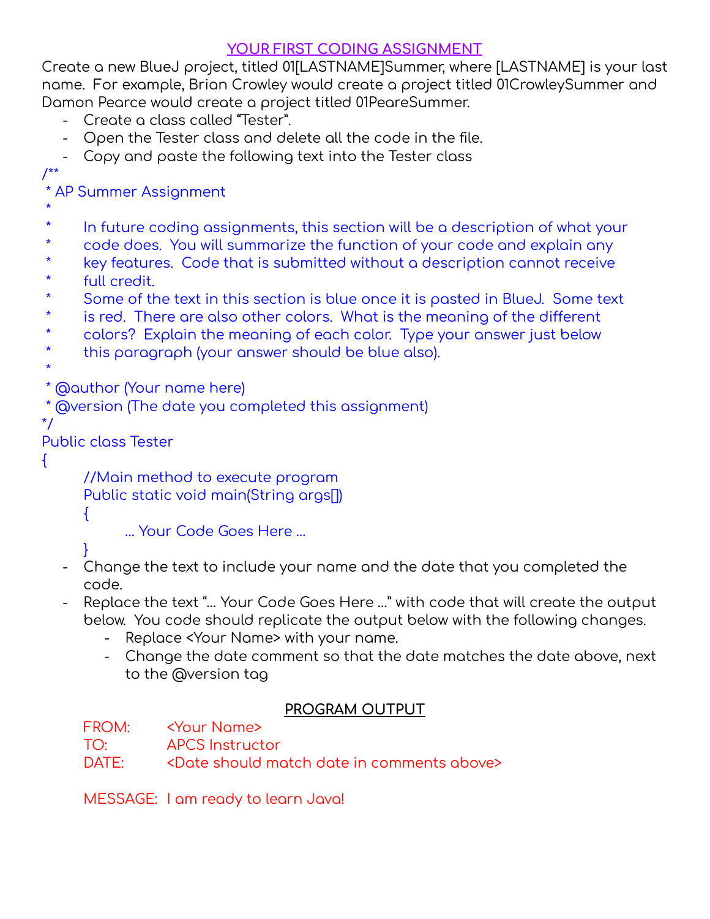## YOUR FIRST CODING ASSIGNMENT

Create a new BlueJ project, titled 01[LASTNAME]Summer, where [LASTNAME] is your last name. For example, Brian Crowley would create a project titled 01CrowleySummer and Damon Pearce would create a project titled 01PeareSummer.

- Create a class called "Tester".
- Open the Tester class and delete all the code in the file.
- Copy and paste the following text into the Tester class

```
/**
 * AP Summer Assignment
 *
 *      In future coding assignments, this section will be a description of what your
 *      code does.  You will summarize the function of your code and explain any
 *      key features.  Code that is submitted without a description cannot receive
 *      full credit.
 *      Some of the text in this section is blue once it is pasted in BlueJ.  Some text
 *      is red.  There are also other colors.  What is the meaning of the different
 *      colors?  Explain the meaning of each color.  Type your answer just below
 *      this paragraph (your answer should be blue also).
 *
 * @author (Your name here)
 * @version (The date you completed this assignment)
*/
Public class Tester
{
      //Main method to execute program
      Public static void main(String args[])
      {
            ... Your Code Goes Here ...
      }
```

- Change the text to include your name and the date that you completed the code.
- Replace the text "... Your Code Goes Here ..." with code that will create the output below. You code should replicate the output below with the following changes.
  - Replace <Your Name> with your name.
  - Change the date comment so that the date matches the date above, next to the @version tag

**PROGRAM OUTPUT**

```
FROM:       <Your Name>
TO:         APCS Instructor
DATE:       <Date should match date in comments above>

MESSAGE:  I am ready to learn Java!
```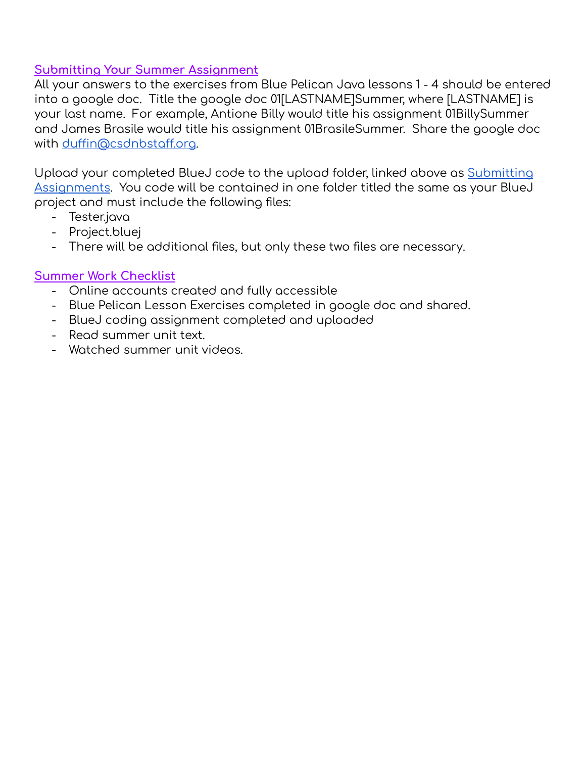## Submitting Your Summer Assignment

All your answers to the exercises from Blue Pelican Java lessons 1 - 4 should be entered into a google doc. Title the google doc 01[LASTNAME]Summer, where [LASTNAME] is your last name. For example, Antione Billy would title his assignment 01BillySummer and James Brasile would title his assignment 01BrasileSummer. Share the google doc with duffin@csdnbstaff.org.

Upload your completed BlueJ code to the upload folder, linked above as Submitting Assignments. You code will be contained in one folder titled the same as your BlueJ project and must include the following files:

- Tester.java
- Project.bluej
- There will be additional files, but only these two files are necessary.

## Summer Work Checklist

- Online accounts created and fully accessible
- Blue Pelican Lesson Exercises completed in google doc and shared.
- BlueJ coding assignment completed and uploaded
- Read summer unit text.
- Watched summer unit videos.